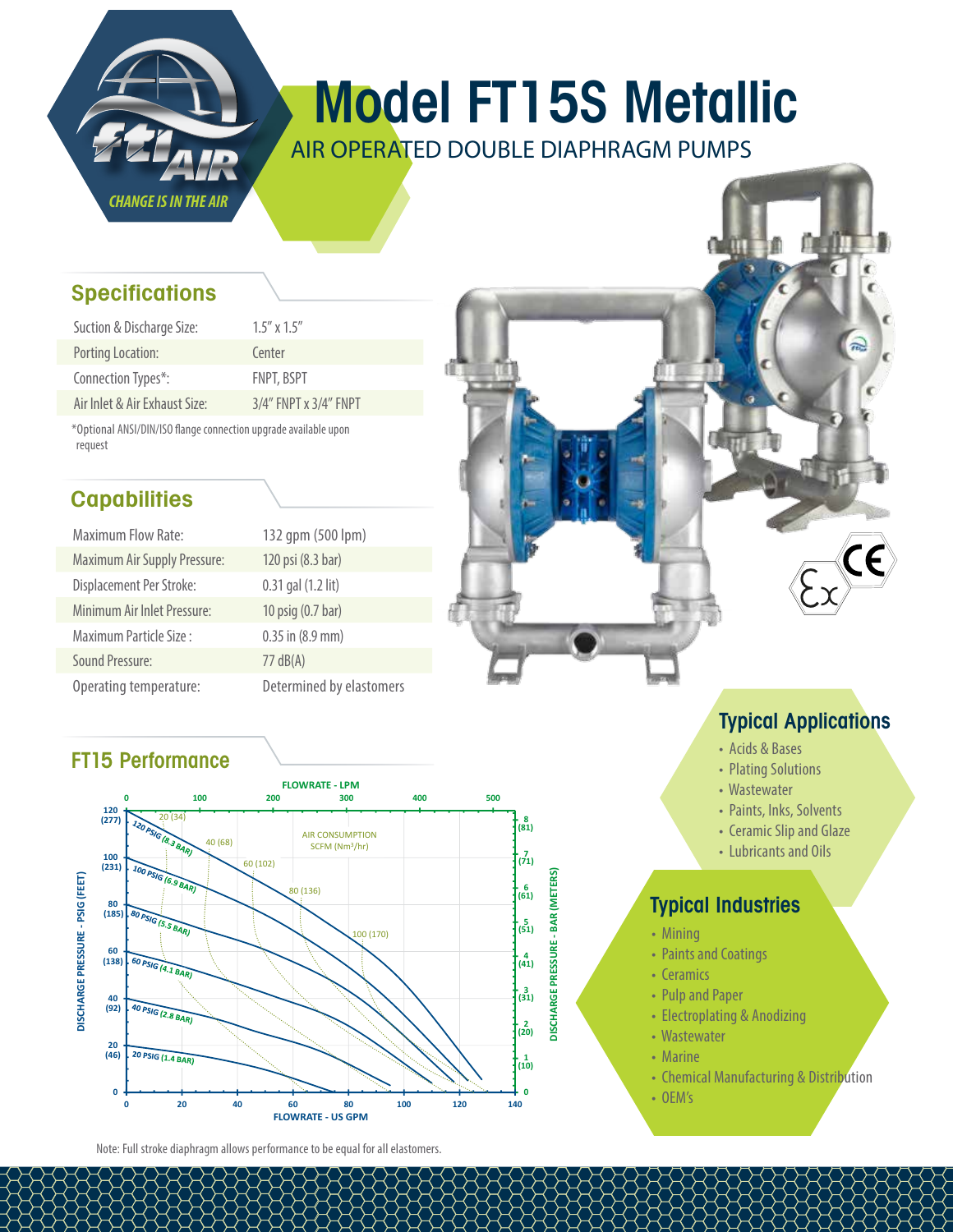# Model FT15S Metallic

AIR OPERATED DOUBLE DIAPHRAGM PUMPS

## Specifications

| | |
|---|---|
| Suction & Discharge Size: | 1.5" x 1.5" |
| Porting Location: | Center |
| Connection Types*: | FNPT, BSPT |
| Air Inlet & Air Exhaust Size: | 3/4" FNPT x 3/4" FNPT |

*Optional ANSI/DIN/ISO flange connection upgrade available upon request

## Capabilities

| | |
|---|---|
| Maximum Flow Rate: | 132 gpm (500 lpm) |
| Maximum Air Supply Pressure: | 120 psi (8.3 bar) |
| Displacement Per Stroke: | 0.31 gal (1.2 lit) |
| Minimum Air Inlet Pressure: | 10 psig (0.7 bar) |
| Maximum Particle Size : | 0.35 in (8.9 mm) |
| Sound Pressure: | 77 dB(A) |
| Operating temperature: | Determined by elastomers |

## FT15 Performance

FLOWRATE - LPM: 0, 100, 200, 300, 400, 500

DISCHARGE PRESSURE - PSIG (FEET): 120 (277), 100 (231), 80 (185), 60 (138), 40 (92), 20 (46), 0

DISCHARGE PRESSURE - BAR (METERS): 8 (81), 7 (71), 6 (61), 5 (51), 4 (41), 3 (31), 2 (20), 1 (10), 0

FLOWRATE - US GPM: 0, 20, 40, 60, 80, 100, 120, 140

Air supply curves: 120 PSIG (8.3 BAR), 100 PSIG (6.9 BAR), 80 PSIG (5.5 BAR), 60 PSIG (4.1 BAR), 40 PSIG (2.8 BAR), 20 PSIG (1.4 BAR)

AIR CONSUMPTION SCFM (Nm³/hr): 20 (34), 40 (68), 60 (102), 80 (136), 100 (170)

Note: Full stroke diaphragm allows performance to be equal for all elastomers.

## Typical Applications

- Acids & Bases
- Plating Solutions
- Wastewater
- Paints, Inks, Solvents
- Ceramic Slip and Glaze
- Lubricants and Oils

## Typical Industries

- Mining
- Paints and Coatings
- Ceramics
- Pulp and Paper
- Electroplating & Anodizing
- Wastewater
- Marine
- Chemical Manufacturing & Distribution
- OEM's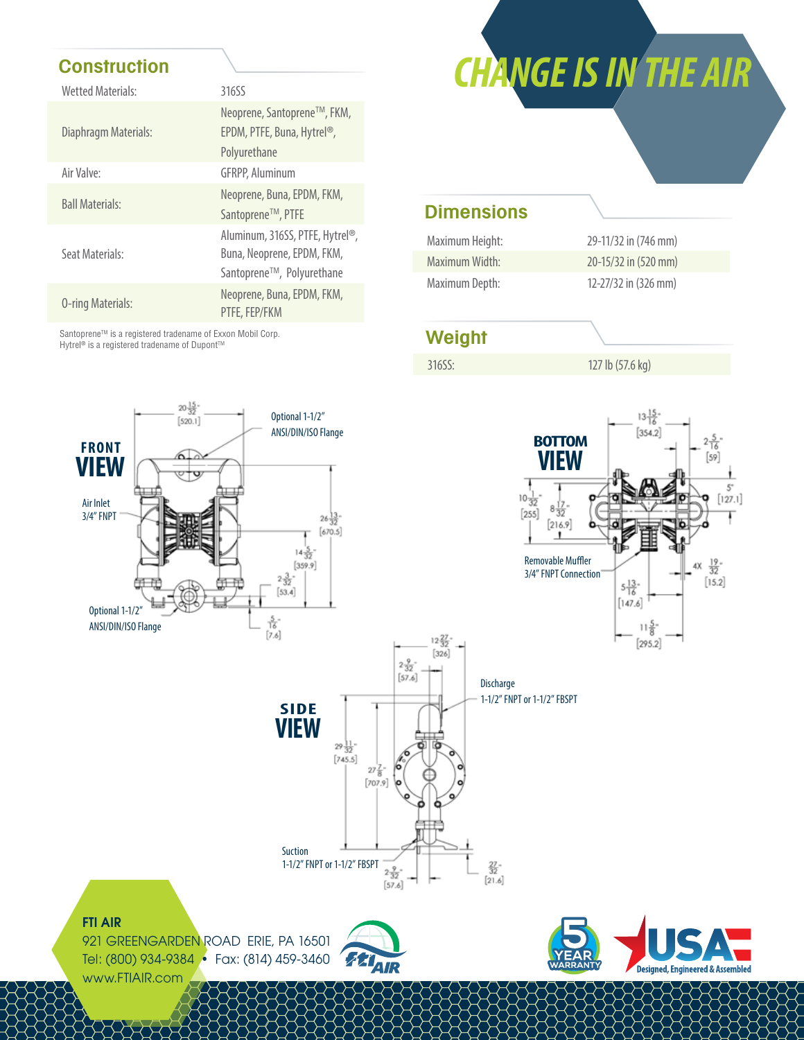## Construction

| | |
|---|---|
| Wetted Materials: | 316SS |
| Diaphragm Materials: | Neoprene, Santoprene™, FKM, EPDM, PTFE, Buna, Hytrel®, Polyurethane |
| Air Valve: | GFRPP, Aluminum |
| Ball Materials: | Neoprene, Buna, EPDM, FKM, Santoprene™, PTFE |
| Seat Materials: | Aluminum, 316SS, PTFE, Hytrel®, Buna, Neoprene, EPDM, FKM, Santoprene™, Polyurethane |
| O-ring Materials: | Neoprene, Buna, EPDM, FKM, PTFE, FEP/FKM |

Santoprene™ is a registered tradename of Exxon Mobil Corp.
Hytrel® is a registered tradename of Dupont™

# CHANGE IS IN THE AIR

## Dimensions

| | |
|---|---|
| Maximum Height: | 29-11/32 in (746 mm) |
| Maximum Width: | 20-15/32 in (520 mm) |
| Maximum Depth: | 12-27/32 in (326 mm) |

## Weight

| | |
|---|---|
| 316SS: | 127 lb (57.6 kg) |

**FRONT VIEW**

20 15/32" [520.1]
Optional 1-1/2" ANSI/DIN/ISO Flange
Air Inlet 3/4" FNPT
26 13/32" [670.5]
14 5/32" [359.9]
2 3/32" [53.4]
Optional 1-1/2" ANSI/DIN/ISO Flange
5/16" [7.6]

**BOTTOM VIEW**

13 15/16" [354.2]
2 5/16" [59]
5" [127.1]
10 1/32" [255]
8 17/32" [216.9]
Removable Muffler 3/4" FNPT Connection
4X 19/32" [15.2]
5 13/16" [147.6]
11 5/8" [295.2]

**SIDE VIEW**

12 27/32" [326]
2 9/32" [57.6]
Discharge 1-1/2" FNPT or 1-1/2" FBSPT
29 11/32" [745.5]
27 7/8" [707.9]
Suction 1-1/2" FNPT or 1-1/2" FBSPT
2 9/32" [57.6]
27/32" [21.6]

**FTI AIR**
921 GREENGARDEN ROAD ERIE, PA 16501
Tel: (800) 934-9384 • Fax: (814) 459-3460
www.FTIAIR.com

5 YEAR WARRANTY

USA Designed, Engineered & Assembled